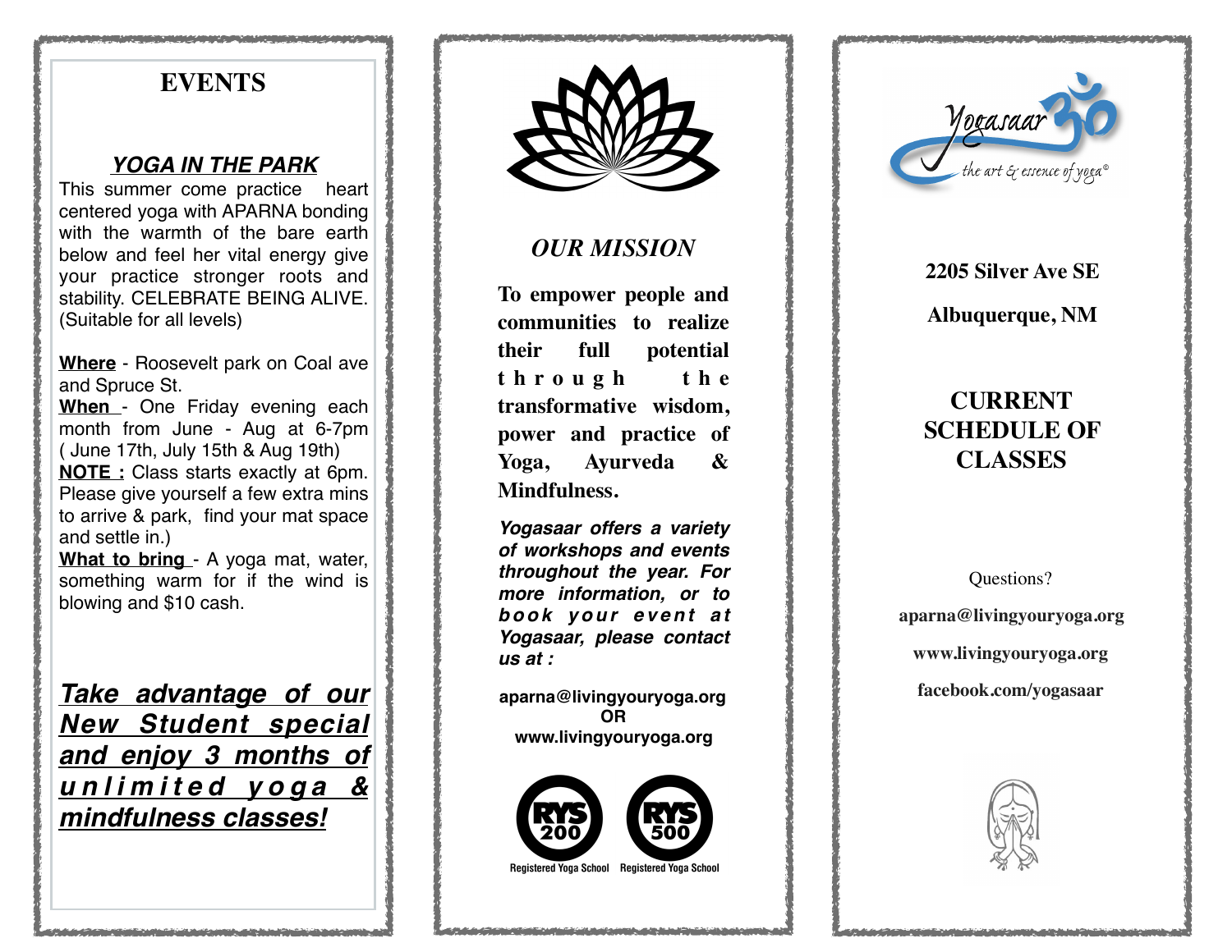# EVENTS

## *YOGA IN THE PARK*

This summer come practice heart centered yoga with APARNA bonding with the warmth of the bare earth below and feel her vital energy give your practice stronger roots and stability. CELEBRATE BEING ALIVE. (Suitable for all levels)

**Where** - Roosevelt park on Coal ave and Spruce St.
**When** - One Friday evening each month from June - Aug at 6-7pm ( June 17th, July 15th & Aug 19th)
**NOTE :** Class starts exactly at 6pm. Please give yourself a few extra mins to arrive & park, find your mat space and settle in.)
**What to bring** - A yoga mat, water, something warm for if the wind is blowing and $10 cash.

***Take advantage of our New Student special and enjoy 3 months of unlimited yoga & mindfulness classes!***

## *OUR MISSION*

**To empower people and communities to realize their full potential through the transformative wisdom, power and practice of Yoga, Ayurveda & Mindfulness.**

***Yogasaar offers a variety of workshops and events throughout the year. For more information, or to book your event at Yogasaar, please contact us at :***

**aparna@livingyouryoga.org**
**OR**
**www.livingyouryoga.org**

RYS 200 Registered Yoga School
RYS 500 Registered Yoga School

Yogasaar
the art & essence of yoga©

**2205 Silver Ave SE**

**Albuquerque, NM**

## CURRENT SCHEDULE OF CLASSES

Questions?

**aparna@livingyouryoga.org**

**www.livingyouryoga.org**

**facebook.com/yogasaar**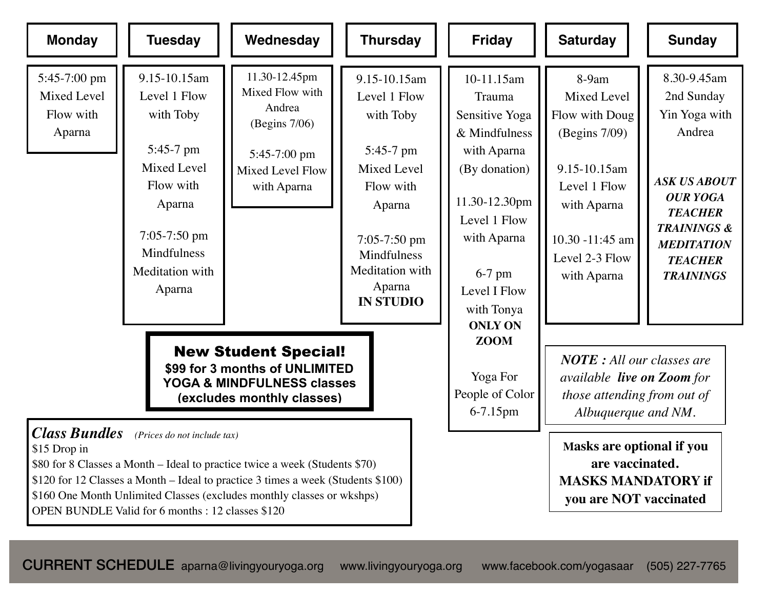| Monday | Tuesday | Wednesday | Thursday | Friday | Saturday | Sunday |
|---|---|---|---|---|---|---|
| 5:45-7:00 pm Mixed Level Flow with Aparna | 9.15-10.15am Level 1 Flow with Toby<br><br>5:45-7 pm Mixed Level Flow with Aparna<br><br>7:05-7:50 pm Mindfulness Meditation with Aparna | 11.30-12.45pm Mixed Flow with Andrea (Begins 7/06)<br><br>5:45-7:00 pm Mixed Level Flow with Aparna | 9.15-10.15am Level 1 Flow with Toby<br><br>5:45-7 pm Mixed Level Flow with Aparna<br><br>7:05-7:50 pm Mindfulness Meditation with Aparna **IN STUDIO** | 10-11.15am Trauma Sensitive Yoga & Mindfulness with Aparna (By donation)<br><br>11.30-12.30pm Level 1 Flow with Aparna<br><br>6-7 pm Level I Flow with Tonya **ONLY ON ZOOM**<br><br>Yoga For People of Color 6-7.15pm | 8-9am Mixed Level Flow with Doug (Begins 7/09)<br><br>9.15-10.15am Level 1 Flow with Aparna<br><br>10.30 -11:45 am Level 2-3 Flow with Aparna | 8.30-9.45am 2nd Sunday Yin Yoga with Andrea<br><br>***ASK US ABOUT OUR YOGA TEACHER TRAININGS & MEDITATION TEACHER TRAININGS*** |

**New Student Special!**
**$99 for 3 months of UNLIMITED YOGA & MINDFULNESS classes (excludes monthly classes)**

***NOTE :** All our classes are available **live on Zoom** for those attending from out of Albuquerque and NM.*

**Masks are optional if you are vaccinated. MASKS MANDATORY if you are NOT vaccinated**

***Class Bundles*** *(Prices do not include tax)*

$15 Drop in
$80 for 8 Classes a Month – Ideal to practice twice a week (Students $70)
$120 for 12 Classes a Month – Ideal to practice 3 times a week (Students $100)
$160 One Month Unlimited Classes (excludes monthly classes or wkshps)
OPEN BUNDLE Valid for 6 months : 12 classes $120

CURRENT SCHEDULE aparna@livingyouryoga.org www.livingyouryoga.org www.facebook.com/yogasaar (505) 227-7765